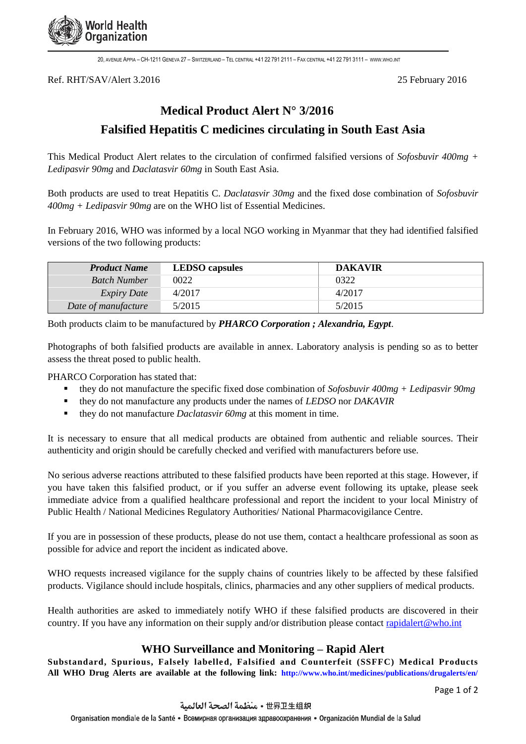World Health Organization

20, AVENUE APPIA – CH-1211 GENEVA 27 – SWITZERLAND – TEL CENTRAL +41 22 791 2111 – FAX CENTRAL +41 22 791 3111 – WWW.WHO.INT

Ref. RHT/SAV/Alert 3.2016 — 25 February 2016

# Medical Product Alert N° 3/2016

## Falsified Hepatitis C medicines circulating in South East Asia

This Medical Product Alert relates to the circulation of confirmed falsified versions of *Sofosbuvir 400mg + Ledipasvir 90mg* and *Daclatasvir 60mg* in South East Asia.

Both products are used to treat Hepatitis C. *Daclatasvir 30mg* and the fixed dose combination of *Sofosbuvir 400mg + Ledipasvir 90mg* are on the WHO list of Essential Medicines.

In February 2016, WHO was informed by a local NGO working in Myanmar that they had identified falsified versions of the two following products:

| ***Product Name*** | **LEDSO capsules** | **DAKAVIR** |
|---|---|---|
| *Batch Number* | 0022 | 0322 |
| *Expiry Date* | 4/2017 | 4/2017 |
| *Date of manufacture* | 5/2015 | 5/2015 |

Both products claim to be manufactured by ***PHARCO Corporation ; Alexandria, Egypt***.

Photographs of both falsified products are available in annex. Laboratory analysis is pending so as to better assess the threat posed to public health.

PHARCO Corporation has stated that:

- they do not manufacture the specific fixed dose combination of *Sofosbuvir 400mg + Ledipasvir 90mg*
- they do not manufacture any products under the names of *LEDSO* nor *DAKAVIR*
- they do not manufacture *Daclatasvir 60mg* at this moment in time.

It is necessary to ensure that all medical products are obtained from authentic and reliable sources. Their authenticity and origin should be carefully checked and verified with manufacturers before use.

No serious adverse reactions attributed to these falsified products have been reported at this stage. However, if you have taken this falsified product, or if you suffer an adverse event following its uptake, please seek immediate advice from a qualified healthcare professional and report the incident to your local Ministry of Public Health / National Medicines Regulatory Authorities/ National Pharmacovigilance Centre.

If you are in possession of these products, please do not use them, contact a healthcare professional as soon as possible for advice and report the incident as indicated above.

WHO requests increased vigilance for the supply chains of countries likely to be affected by these falsified products. Vigilance should include hospitals, clinics, pharmacies and any other suppliers of medical products.

Health authorities are asked to immediately notify WHO if these falsified products are discovered in their country. If you have any information on their supply and/or distribution please contact rapidalert@who.int

## WHO Surveillance and Monitoring – Rapid Alert

**Substandard, Spurious, Falsely labelled, Falsified and Counterfeit (SSFFC) Medical Products**
**All WHO Drug Alerts are available at the following link: http://www.who.int/medicines/publications/drugalerts/en/**

منظمة الصحة العالمية • 世界卫生组织

Organisation mondiale de la Santé • Всемирная организация здравоохранения • Organización Mundial de la Salud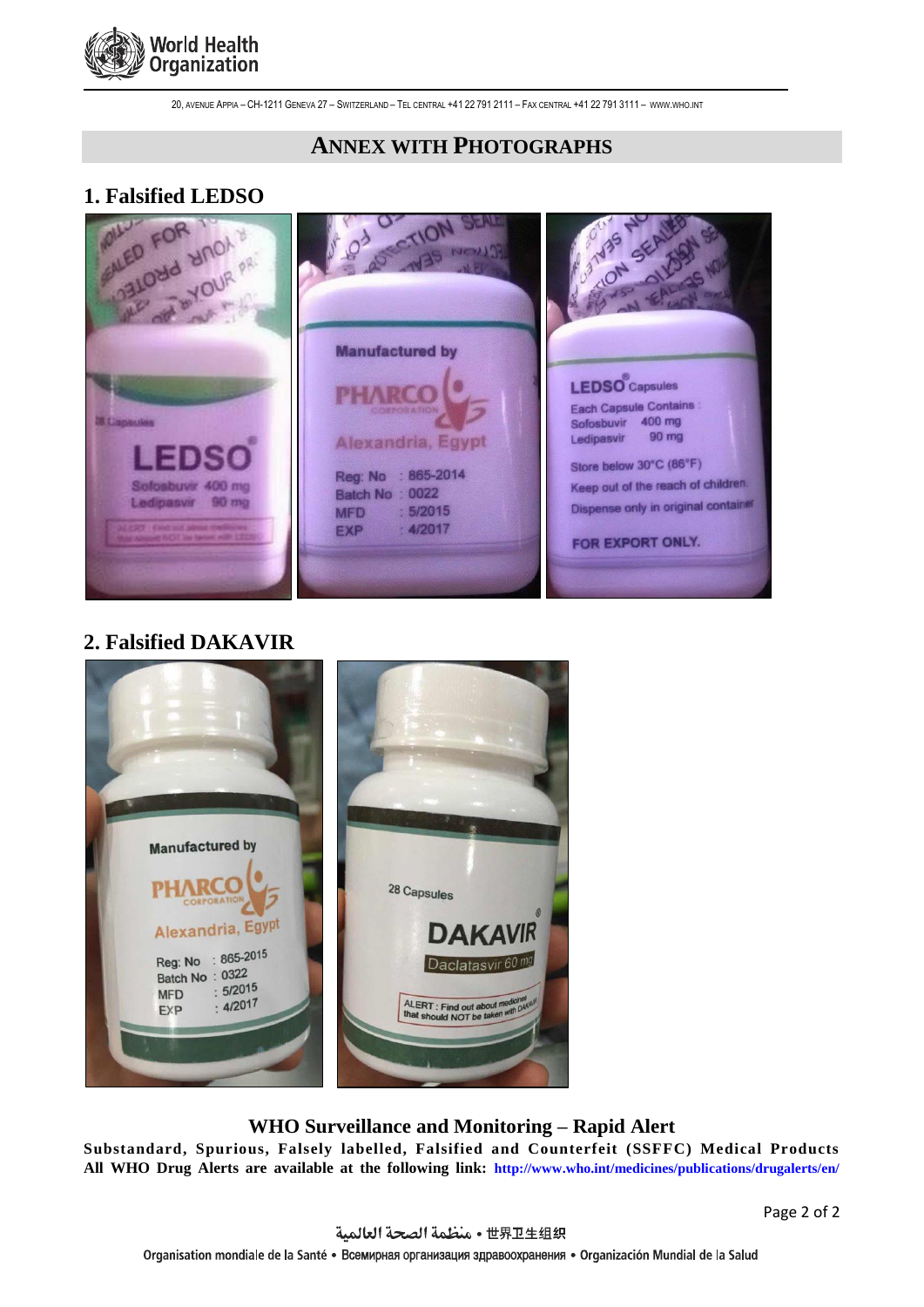# ANNEX WITH PHOTOGRAPHS

## 1. Falsified LEDSO

## 2. Falsified DAKAVIR

**WHO Surveillance and Monitoring – Rapid Alert**

**Substandard, Spurious, Falsely labelled, Falsified and Counterfeit (SSFFC) Medical Products**

**All WHO Drug Alerts are available at the following link: http://www.who.int/medicines/publications/drugalerts/en/**